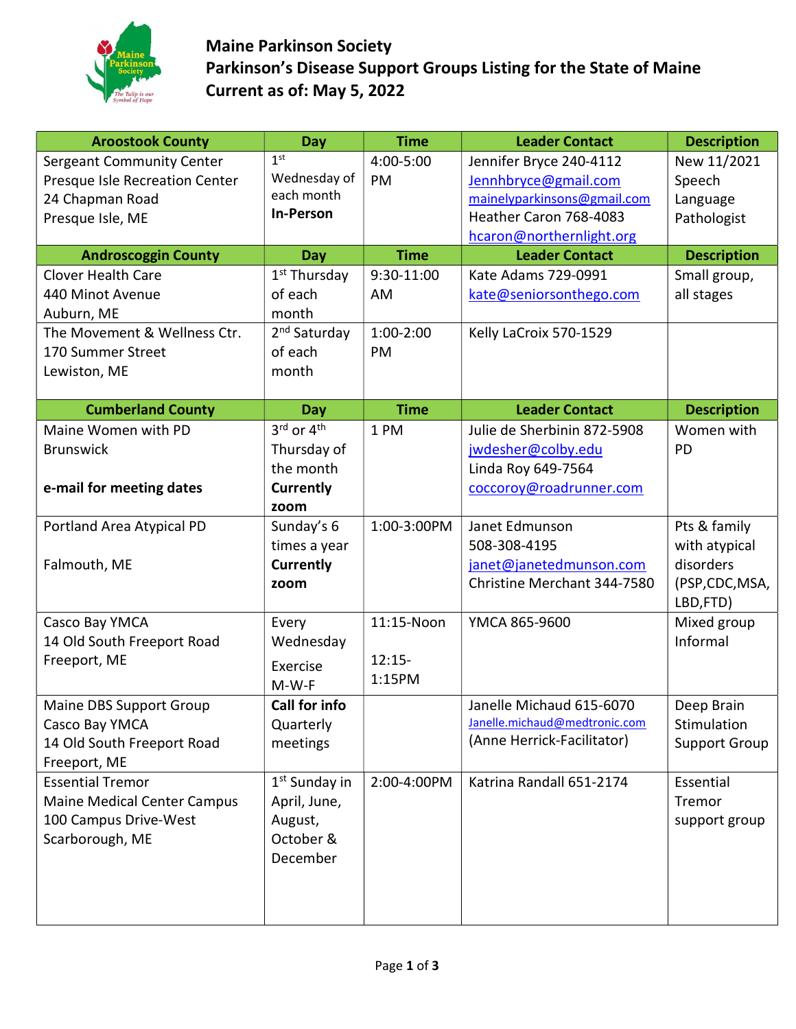# Maine Parkinson Society

## Parkinson's Disease Support Groups Listing for the State of Maine

## Current as of: May 5, 2022

| Aroostook County | Day | Time | Leader Contact | Description |
|---|---|---|---|---|
| Sergeant Community Center<br>Presque Isle Recreation Center<br>24 Chapman Road<br>Presque Isle, ME | 1st Wednesday of each month<br>**In-Person** | 4:00-5:00 PM | Jennifer Bryce 240-4112<br>Jennhbryce@gmail.com<br>mainelyparkinsons@gmail.com<br>Heather Caron 768-4083<br>hcaron@northernlight.org | New 11/2021<br>Speech Language Pathologist |
| **Androscoggin County** | **Day** | **Time** | **Leader Contact** | **Description** |
| Clover Health Care<br>440 Minot Avenue<br>Auburn, ME | 1st Thursday of each month | 9:30-11:00 AM | Kate Adams 729-0991<br>kate@seniorsonthego.com | Small group, all stages |
| The Movement & Wellness Ctr.<br>170 Summer Street<br>Lewiston, ME | 2nd Saturday of each month | 1:00-2:00 PM | Kelly LaCroix 570-1529 | |
| **Cumberland County** | **Day** | **Time** | **Leader Contact** | **Description** |
| Maine Women with PD<br>Brunswick<br><br>**e-mail for meeting dates** | 3rd or 4th Thursday of the month<br>**Currently zoom** | 1 PM | Julie de Sherbinin 872-5908<br>jwdesher@colby.edu<br>Linda Roy 649-7564<br>coccoroy@roadrunner.com | Women with PD |
| Portland Area Atypical PD<br><br>Falmouth, ME | Sunday's 6 times a year<br>**Currently zoom** | 1:00-3:00PM | Janet Edmunson<br>508-308-4195<br>janet@janetedmunson.com<br>Christine Merchant 344-7580 | Pts & family with atypical disorders (PSP,CDC,MSA, LBD,FTD) |
| Casco Bay YMCA<br>14 Old South Freeport Road<br>Freeport, ME | Every Wednesday<br><br>Exercise M-W-F | 11:15-Noon<br><br>12:15-1:15PM | YMCA 865-9600 | Mixed group Informal |
| Maine DBS Support Group<br>Casco Bay YMCA<br>14 Old South Freeport Road<br>Freeport, ME | **Call for info**<br>Quarterly meetings | | Janelle Michaud 615-6070<br>Janelle.michaud@medtronic.com<br>(Anne Herrick-Facilitator) | Deep Brain Stimulation Support Group |
| Essential Tremor<br>Maine Medical Center Campus<br>100 Campus Drive-West<br>Scarborough, ME | 1st Sunday in April, June, August, October & December | 2:00-4:00PM | Katrina Randall 651-2174 | Essential Tremor support group |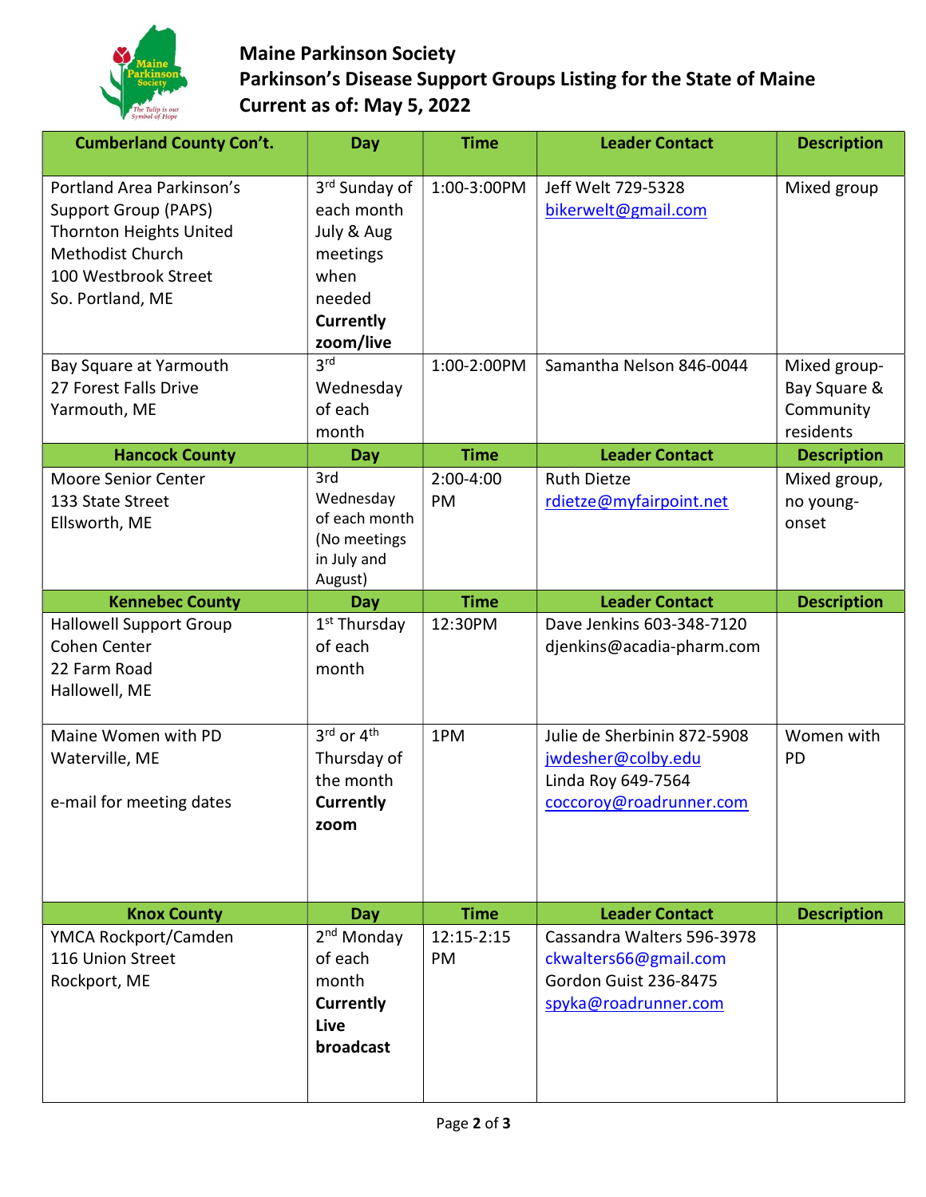## Maine Parkinson Society
## Parkinson's Disease Support Groups Listing for the State of Maine
## Current as of: May 5, 2022

| Cumberland County Con't. | Day | Time | Leader Contact | Description |
|---|---|---|---|---|
| Portland Area Parkinson's Support Group (PAPS) Thornton Heights United Methodist Church 100 Westbrook Street So. Portland, ME | 3rd Sunday of each month July & Aug meetings when needed **Currently zoom/live** | 1:00-3:00PM | Jeff Welt 729-5328 bikerwelt@gmail.com | Mixed group |
| Bay Square at Yarmouth 27 Forest Falls Drive Yarmouth, ME | 3rd Wednesday of each month | 1:00-2:00PM | Samantha Nelson 846-0044 | Mixed group- Bay Square & Community residents |
| **Hancock County** | **Day** | **Time** | **Leader Contact** | **Description** |
| Moore Senior Center 133 State Street Ellsworth, ME | 3rd Wednesday of each month (No meetings in July and August) | 2:00-4:00 PM | Ruth Dietze rdietze@myfairpoint.net | Mixed group, no young-onset |
| **Kennebec County** | **Day** | **Time** | **Leader Contact** | **Description** |
| Hallowell Support Group Cohen Center 22 Farm Road Hallowell, ME | 1st Thursday of each month | 12:30PM | Dave Jenkins 603-348-7120 djenkins@acadia-pharm.com | |
| Maine Women with PD Waterville, ME<br><br>e-mail for meeting dates | 3rd or 4th Thursday of the month **Currently zoom** | 1PM | Julie de Sherbinin 872-5908 jwdesher@colby.edu Linda Roy 649-7564 coccoroy@roadrunner.com | Women with PD |
| **Knox County** | **Day** | **Time** | **Leader Contact** | **Description** |
| YMCA Rockport/Camden 116 Union Street Rockport, ME | 2nd Monday of each month **Currently Live broadcast** | 12:15-2:15 PM | Cassandra Walters 596-3978 ckwalters66@gmail.com Gordon Guist 236-8475 spyka@roadrunner.com | |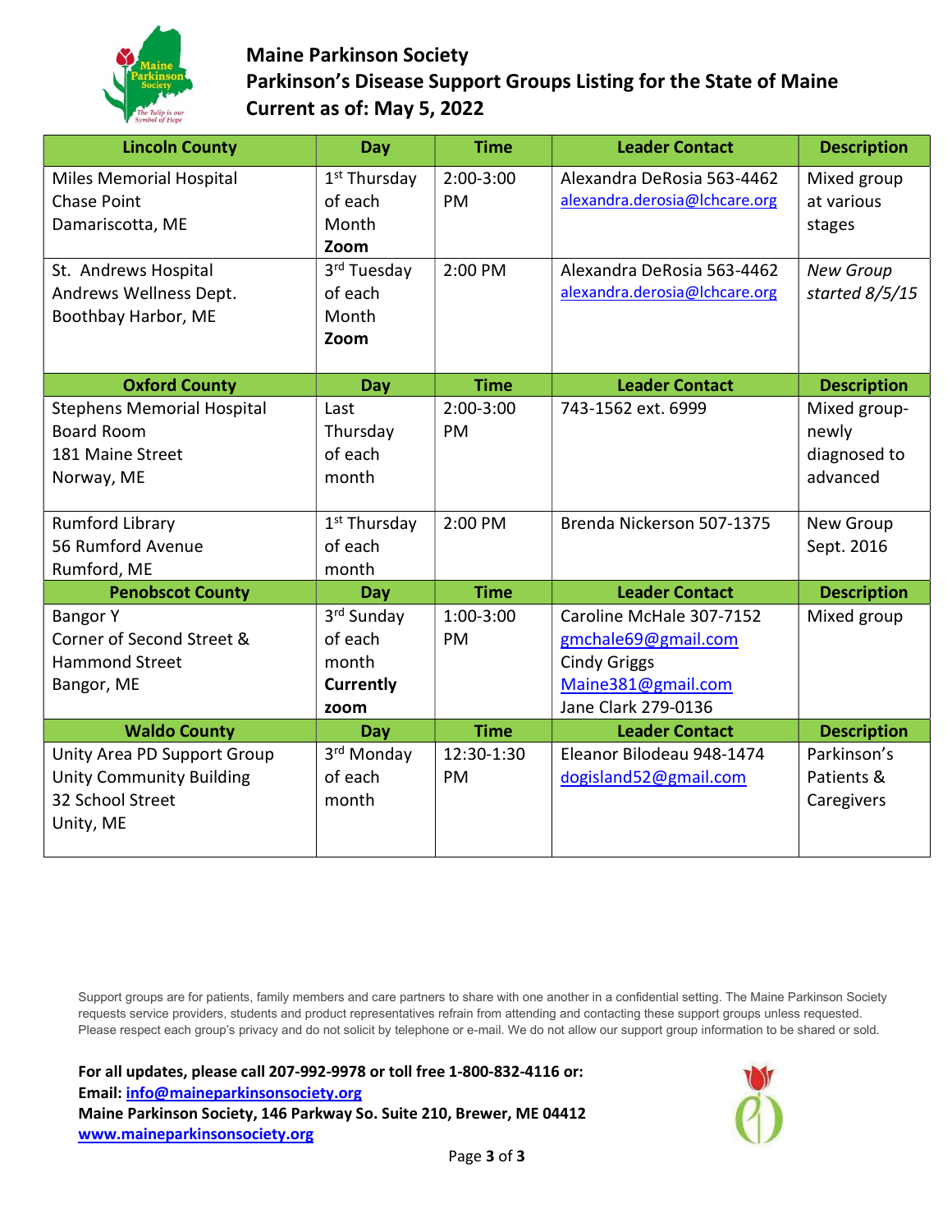**Maine Parkinson Society**
**Parkinson's Disease Support Groups Listing for the State of Maine**
**Current as of: May 5, 2022**

| Lincoln County | Day | Time | Leader Contact | Description |
|---|---|---|---|---|
| Miles Memorial Hospital<br>Chase Point<br>Damariscotta, ME | 1st Thursday of each Month<br>**Zoom** | 2:00-3:00 PM | Alexandra DeRosia 563-4462<br>alexandra.derosia@lchcare.org | Mixed group at various stages |
| St. Andrews Hospital<br>Andrews Wellness Dept.<br>Boothbay Harbor, ME | 3rd Tuesday of each Month<br>**Zoom** | 2:00 PM | Alexandra DeRosia 563-4462<br>alexandra.derosia@lchcare.org | *New Group started 8/5/15* |
| **Oxford County** | **Day** | **Time** | **Leader Contact** | **Description** |
| Stephens Memorial Hospital<br>Board Room<br>181 Maine Street<br>Norway, ME | Last Thursday of each month | 2:00-3:00 PM | 743-1562 ext. 6999 | Mixed group- newly diagnosed to advanced |
| Rumford Library<br>56 Rumford Avenue<br>Rumford, ME | 1st Thursday of each month | 2:00 PM | Brenda Nickerson 507-1375 | New Group Sept. 2016 |
| **Penobscot County** | **Day** | **Time** | **Leader Contact** | **Description** |
| Bangor Y<br>Corner of Second Street & Hammond Street<br>Bangor, ME | 3rd Sunday of each month<br>**Currently zoom** | 1:00-3:00 PM | Caroline McHale 307-7152<br>gmchale69@gmail.com<br>Cindy Griggs<br>Maine381@gmail.com<br>Jane Clark 279-0136 | Mixed group |
| **Waldo County** | **Day** | **Time** | **Leader Contact** | **Description** |
| Unity Area PD Support Group<br>Unity Community Building<br>32 School Street<br>Unity, ME | 3rd Monday of each month | 12:30-1:30 PM | Eleanor Bilodeau 948-1474<br>dogisland52@gmail.com | Parkinson's Patients & Caregivers |

Support groups are for patients, family members and care partners to share with one another in a confidential setting. The Maine Parkinson Society requests service providers, students and product representatives refrain from attending and contacting these support groups unless requested. Please respect each group's privacy and do not solicit by telephone or e-mail. We do not allow our support group information to be shared or sold.

**For all updates, please call 207-992-9978 or toll free 1-800-832-4116 or:**
**Email: info@maineparkinsonsociety.org**
**Maine Parkinson Society, 146 Parkway So. Suite 210, Brewer, ME 04412**
**www.maineparkinsonsociety.org**